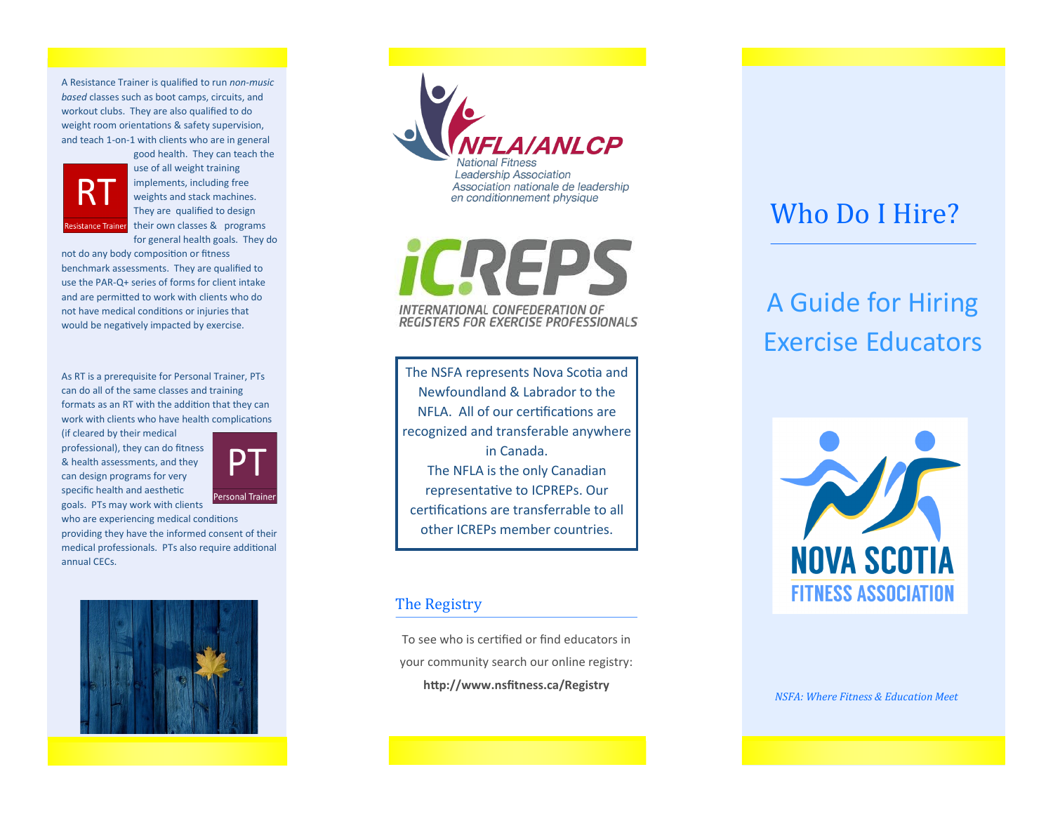A Resistance Trainer is qualified to run *non-music based* classes such as boot camps, circuits, and workout clubs. They are also qualified to do weight room orientations & safety supervision, and teach 1-on-1 with clients who are in general good health. They can teach the use of all weight training implements, including free weights and stack machines. They are qualified to design their own classes & programs for general health goals. They do not do any body composition or fitness benchmark assessments. They are qualified to use the PAR-Q+ series of forms for client intake and are permitted to work with clients who do not have medical conditions or injuries that would be negatively impacted by exercise.

**RT** Resistance Trainer

As RT is a prerequisite for Personal Trainer, PTs can do all of the same classes and training formats as an RT with the addition that they can work with clients who have health complications (if cleared by their medical professional), they can do fitness & health assessments, and they can design programs for very specific health and aesthetic goals. PTs may work with clients who are experiencing medical conditions providing they have the informed consent of their medical professionals. PTs also require additional annual CECs.

**PT** Personal Trainer

NFLA/ANLCP
National Fitness Leadership Association
Association nationale de leadership en conditionnement physique

iCREPS
INTERNATIONAL CONFEDERATION OF REGISTERS FOR EXERCISE PROFESSIONALS

The NSFA represents Nova Scotia and Newfoundland & Labrador to the NFLA. All of our certifications are recognized and transferable anywhere in Canada.
The NFLA is the only Canadian representative to ICPREPs. Our certifications are transferrable to all other ICREPs member countries.

## The Registry

To see who is certified or find educators in your community search our online registry:

**http://www.nsfitness.ca/Registry**

# Who Do I Hire?

## A Guide for Hiring Exercise Educators

NOVA SCOTIA FITNESS ASSOCIATION

*NSFA: Where Fitness & Education Meet*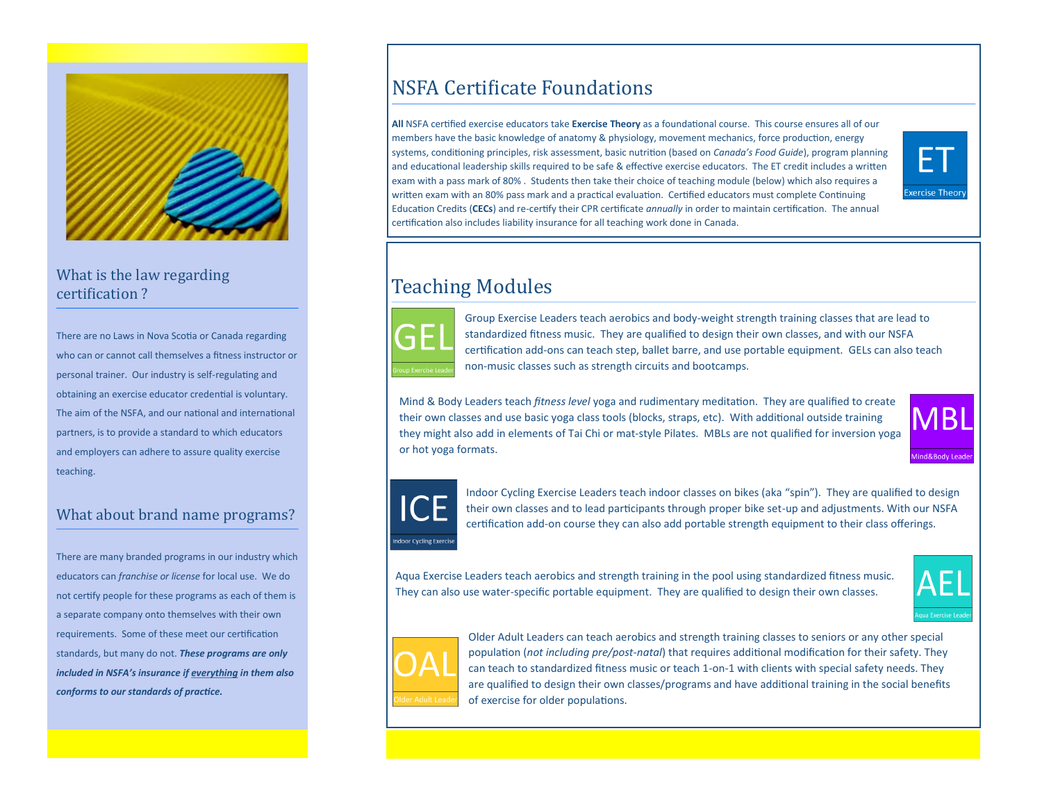## What is the law regarding certification ?

There are no Laws in Nova Scotia or Canada regarding who can or cannot call themselves a fitness instructor or personal trainer. Our industry is self-regulating and obtaining an exercise educator credential is voluntary. The aim of the NSFA, and our national and international partners, is to provide a standard to which educators and employers can adhere to assure quality exercise teaching.

## What about brand name programs?

There are many branded programs in our industry which educators can *franchise or license* for local use. We do not certify people for these programs as each of them is a separate company onto themselves with their own requirements. Some of these meet our certification standards, but many do not. ***These programs are only included in NSFA's insurance if everything in them also conforms to our standards of practice.***

# NSFA Certificate Foundations

**All** NSFA certified exercise educators take **Exercise Theory** as a foundational course. This course ensures all of our members have the basic knowledge of anatomy & physiology, movement mechanics, force production, energy systems, conditioning principles, risk assessment, basic nutrition (based on *Canada's Food Guide*), program planning and educational leadership skills required to be safe & effective exercise educators. The ET credit includes a written exam with a pass mark of 80% . Students then take their choice of teaching module (below) which also requires a written exam with an 80% pass mark and a practical evaluation. Certified educators must complete Continuing Education Credits (**CECs**) and re-certify their CPR certificate *annually* in order to maintain certification. The annual certification also includes liability insurance for all teaching work done in Canada.

ET
Exercise Theory

# Teaching Modules

GEL
Group Exercise Leader

Group Exercise Leaders teach aerobics and body-weight strength training classes that are lead to standardized fitness music. They are qualified to design their own classes, and with our NSFA certification add-ons can teach step, ballet barre, and use portable equipment. GELs can also teach non-music classes such as strength circuits and bootcamps.

Mind & Body Leaders teach *fitness level* yoga and rudimentary meditation. They are qualified to create their own classes and use basic yoga class tools (blocks, straps, etc). With additional outside training they might also add in elements of Tai Chi or mat-style Pilates. MBLs are not qualified for inversion yoga or hot yoga formats.

MBL
Mind&Body Leader

ICE
Indoor Cycling Exercise

Indoor Cycling Exercise Leaders teach indoor classes on bikes (aka "spin"). They are qualified to design their own classes and to lead participants through proper bike set-up and adjustments. With our NSFA certification add-on course they can also add portable strength equipment to their class offerings.

Aqua Exercise Leaders teach aerobics and strength training in the pool using standardized fitness music. They can also use water-specific portable equipment. They are qualified to design their own classes.

AEL
Aqua Exercise Leader

OAL
Older Adult Leader

Older Adult Leaders can teach aerobics and strength training classes to seniors or any other special population (*not including pre/post-natal*) that requires additional modification for their safety. They can teach to standardized fitness music or teach 1-on-1 with clients with special safety needs. They are qualified to design their own classes/programs and have additional training in the social benefits of exercise for older populations.